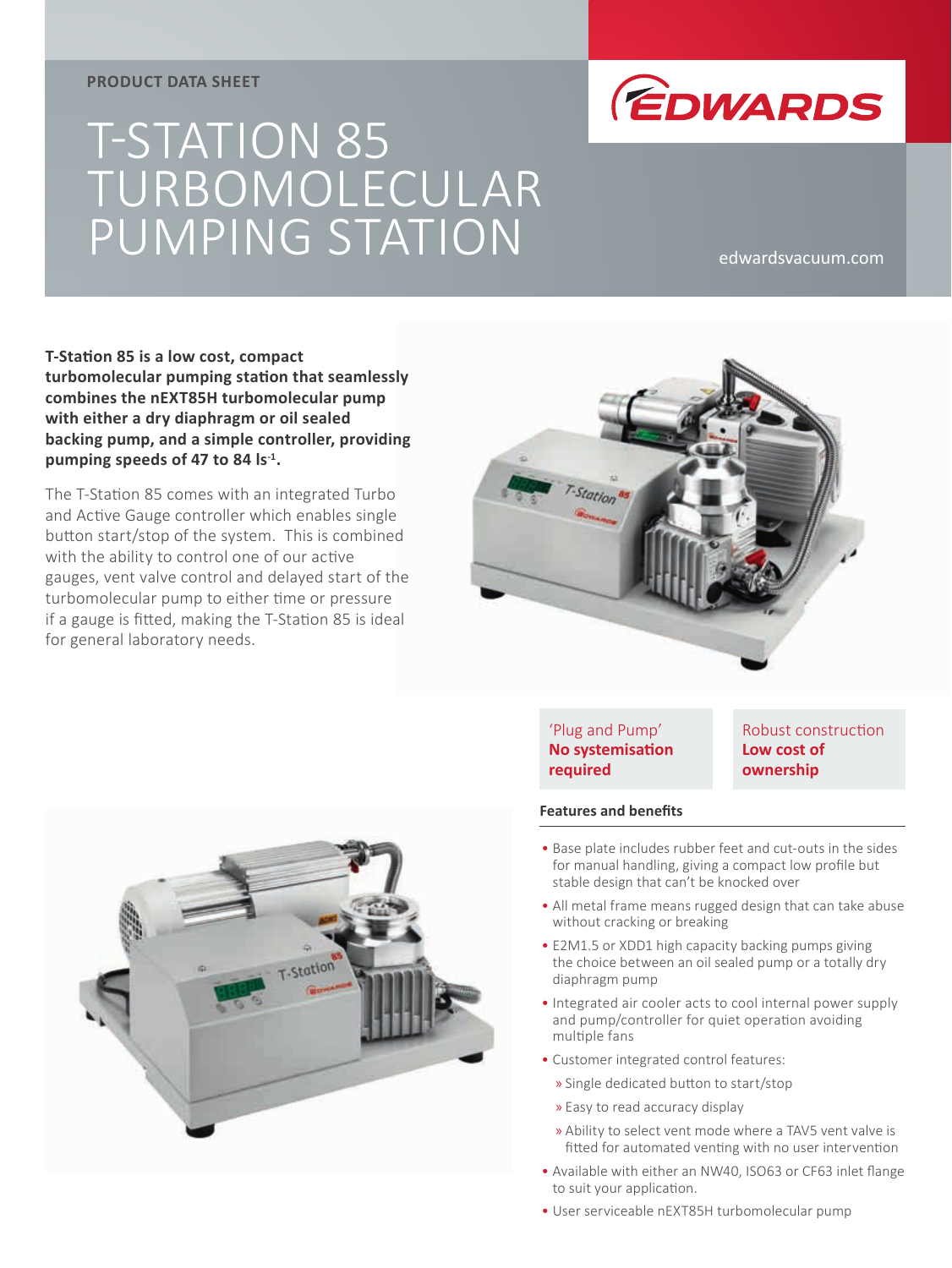PRODUCT DATA SHEET

# T-STATION 85 TURBOMOLECULAR PUMPING STATION

**T-Station 85 is a low cost, compact turbomolecular pumping station that seamlessly combines the nEXT85H turbomolecular pump with either a dry diaphragm or oil sealed backing pump, and a simple controller, providing pumping speeds of 47 to 84 ls$^{-1}$.**

The T-Station 85 comes with an integrated Turbo and Active Gauge controller which enables single button start/stop of the system. This is combined with the ability to control one of our active gauges, vent valve control and delayed start of the turbomolecular pump to either time or pressure if a gauge is fitted, making the T-Station 85 is ideal for general laboratory needs.

'Plug and Pump'
**No systemisation required**

Robust construction
**Low cost of ownership**

### Features and benefits

- Base plate includes rubber feet and cut-outs in the sides for manual handling, giving a compact low profile but stable design that can't be knocked over
- All metal frame means rugged design that can take abuse without cracking or breaking
- E2M1.5 or XDD1 high capacity backing pumps giving the choice between an oil sealed pump or a totally dry diaphragm pump
- Integrated air cooler acts to cool internal power supply and pump/controller for quiet operation avoiding multiple fans
- Customer integrated control features:
  - Single dedicated button to start/stop
  - Easy to read accuracy display
  - Ability to select vent mode where a TAV5 vent valve is fitted for automated venting with no user intervention
- Available with either an NW40, ISO63 or CF63 inlet flange to suit your application.
- User serviceable nEXT85H turbomolecular pump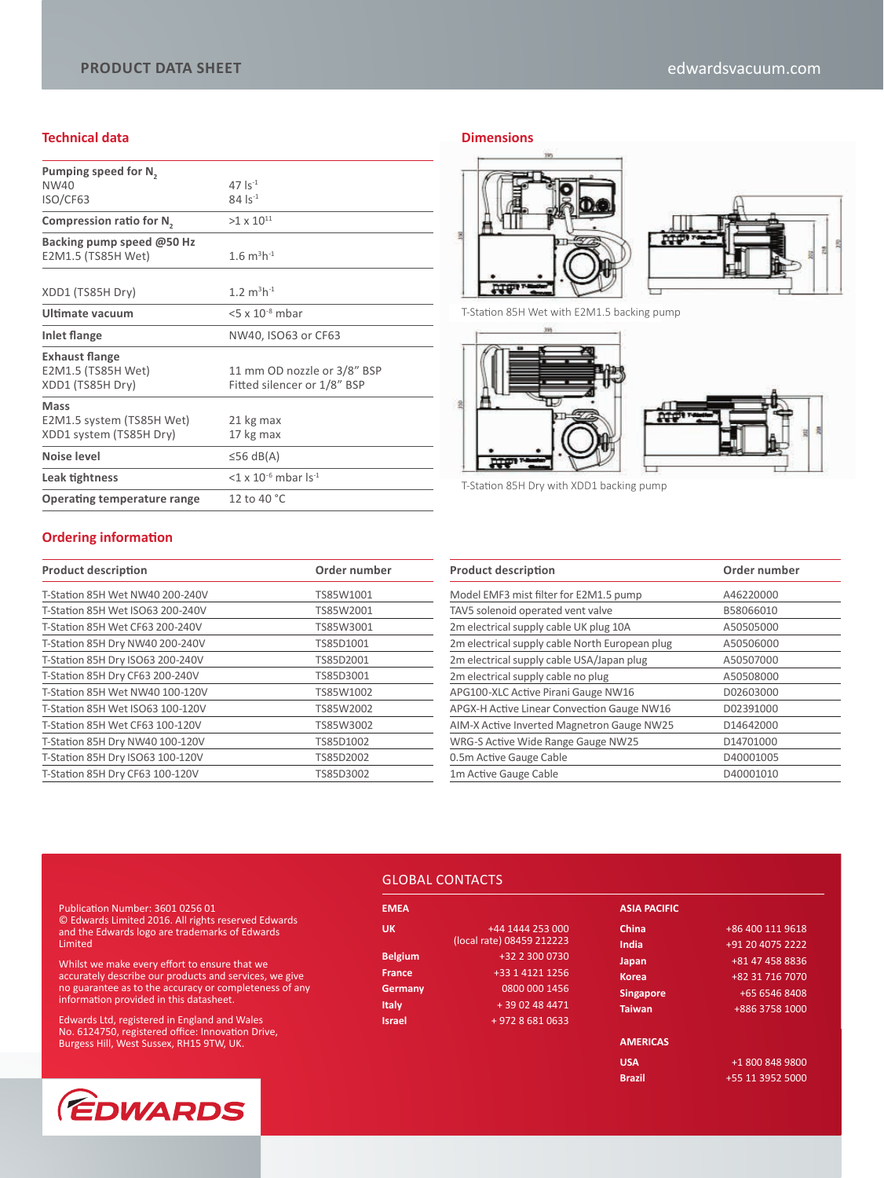## Technical data

| | |
|---|---|
| **Pumping speed for $N_2$** | |
| NW40 | 47 $ls^{-1}$ |
| ISO/CF63 | 84 $ls^{-1}$ |
| **Compression ratio for $N_2$** | $>1 \times 10^{11}$ |
| **Backing pump speed @50 Hz** | |
| E2M1.5 (TS85H Wet) | 1.6 $m^3h^{-1}$ |
| XDD1 (TS85H Dry) | 1.2 $m^3h^{-1}$ |
| **Ultimate vacuum** | $<5 \times 10^{-8}$ mbar |
| **Inlet flange** | NW40, ISO63 or CF63 |
| **Exhaust flange** | |
| E2M1.5 (TS85H Wet) | 11 mm OD nozzle or 3/8" BSP |
| XDD1 (TS85H Dry) | Fitted silencer or 1/8" BSP |
| **Mass** | |
| E2M1.5 system (TS85H Wet) | 21 kg max |
| XDD1 system (TS85H Dry) | 17 kg max |
| **Noise level** | ≤56 dB(A) |
| **Leak tightness** | $<1 \times 10^{-6}$ mbar $ls^{-1}$ |
| **Operating temperature range** | 12 to 40 °C |

## Dimensions

T-Station 85H Wet with E2M1.5 backing pump

T-Station 85H Dry with XDD1 backing pump

## Ordering information

| Product description | Order number |
|---|---|
| T-Station 85H Wet NW40 200-240V | TS85W1001 |
| T-Station 85H Wet ISO63 200-240V | TS85W2001 |
| T-Station 85H Wet CF63 200-240V | TS85W3001 |
| T-Station 85H Dry NW40 200-240V | TS85D1001 |
| T-Station 85H Dry ISO63 200-240V | TS85D2001 |
| T-Station 85H Dry CF63 200-240V | TS85D3001 |
| T-Station 85H Wet NW40 100-120V | TS85W1002 |
| T-Station 85H Wet ISO63 100-120V | TS85W2002 |
| T-Station 85H Wet CF63 100-120V | TS85W3002 |
| T-Station 85H Dry NW40 100-120V | TS85D1002 |
| T-Station 85H Dry ISO63 100-120V | TS85D2002 |
| T-Station 85H Dry CF63 100-120V | TS85D3002 |

| Product description | Order number |
|---|---|
| Model EMF3 mist filter for E2M1.5 pump | A46220000 |
| TAV5 solenoid operated vent valve | B58066010 |
| 2m electrical supply cable UK plug 10A | A50505000 |
| 2m electrical supply cable North European plug | A50506000 |
| 2m electrical supply cable USA/Japan plug | A50507000 |
| 2m electrical supply cable no plug | A50508000 |
| APG100-XLC Active Pirani Gauge NW16 | D02603000 |
| APGX-H Active Linear Convection Gauge NW16 | D02391000 |
| AIM-X Active Inverted Magnetron Gauge NW25 | D14642000 |
| WRG-S Active Wide Range Gauge NW25 | D14701000 |
| 0.5m Active Gauge Cable | D40001005 |
| 1m Active Gauge Cable | D40001010 |

Publication Number: 3601 0256 01
© Edwards Limited 2016. All rights reserved Edwards and the Edwards logo are trademarks of Edwards Limited

Whilst we make every effort to ensure that we accurately describe our products and services, we give no guarantee as to the accuracy or completeness of any information provided in this datasheet.

Edwards Ltd, registered in England and Wales No. 6124750, registered office: Innovation Drive, Burgess Hill, West Sussex, RH15 9TW, UK.

EDWARDS

## GLOBAL CONTACTS

**EMEA**

| | |
|---|---|
| **UK** | +44 1444 253 000 (local rate) 08459 212223 |
| **Belgium** | +32 2 300 0730 |
| **France** | +33 1 4121 1256 |
| **Germany** | 0800 000 1456 |
| **Italy** | + 39 02 48 4471 |
| **Israel** | + 972 8 681 0633 |

**ASIA PACIFIC**

| | |
|---|---|
| **China** | +86 400 111 9618 |
| **India** | +91 20 4075 2222 |
| **Japan** | +81 47 458 8836 |
| **Korea** | +82 31 716 7070 |
| **Singapore** | +65 6546 8408 |
| **Taiwan** | +886 3758 1000 |

**AMERICAS**

| | |
|---|---|
| **USA** | +1 800 848 9800 |
| **Brazil** | +55 11 3952 5000 |